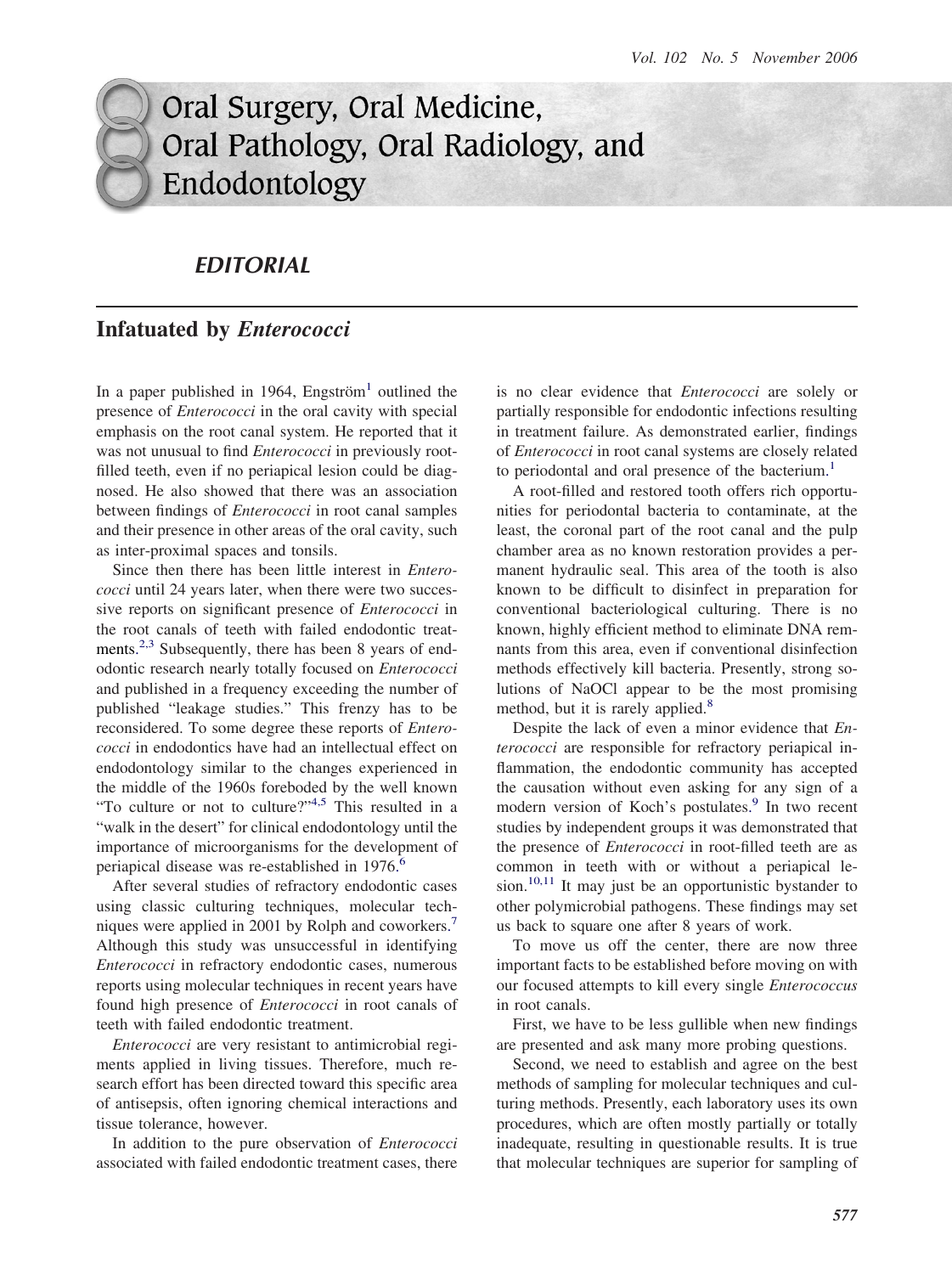# Oral Surgery, Oral Medicine, Oral Pathology, Oral Radiology, and Endodontology

## EDITORIAL

## Infatuated by *Enterococci*

In a paper published in 1964, Engström[1] outlined the presence of *Enterococci* in the oral cavity with special emphasis on the root canal system. He reported that it was not unusual to find *Enterococci* in previously root-filled teeth, even if no periapical lesion could be diagnosed. He also showed that there was an association between findings of *Enterococci* in root canal samples and their presence in other areas of the oral cavity, such as inter-proximal spaces and tonsils.

Since then there has been little interest in *Enterococci* until 24 years later, when there were two successive reports on significant presence of *Enterococci* in the root canals of teeth with failed endodontic treatments.[2,3] Subsequently, there has been 8 years of endodontic research nearly totally focused on *Enterococci* and published in a frequency exceeding the number of published "leakage studies." This frenzy has to be reconsidered. To some degree these reports of *Enterococci* in endodontics have had an intellectual effect on endodontology similar to the changes experienced in the middle of the 1960s foreboded by the well known "To culture or not to culture?"[4,5] This resulted in a "walk in the desert" for clinical endodontology until the importance of microorganisms for the development of periapical disease was re-established in 1976.[6]

After several studies of refractory endodontic cases using classic culturing techniques, molecular techniques were applied in 2001 by Rolph and coworkers.[7] Although this study was unsuccessful in identifying *Enterococci* in refractory endodontic cases, numerous reports using molecular techniques in recent years have found high presence of *Enterococci* in root canals of teeth with failed endodontic treatment.

*Enterococci* are very resistant to antimicrobial regiments applied in living tissues. Therefore, much research effort has been directed toward this specific area of antisepsis, often ignoring chemical interactions and tissue tolerance, however.

In addition to the pure observation of *Enterococci* associated with failed endodontic treatment cases, there is no clear evidence that *Enterococci* are solely or partially responsible for endodontic infections resulting in treatment failure. As demonstrated earlier, findings of *Enterococci* in root canal systems are closely related to periodontal and oral presence of the bacterium.[1]

A root-filled and restored tooth offers rich opportunities for periodontal bacteria to contaminate, at the least, the coronal part of the root canal and the pulp chamber area as no known restoration provides a permanent hydraulic seal. This area of the tooth is also known to be difficult to disinfect in preparation for conventional bacteriological culturing. There is no known, highly efficient method to eliminate DNA remnants from this area, even if conventional disinfection methods effectively kill bacteria. Presently, strong solutions of NaOCl appear to be the most promising method, but it is rarely applied.[8]

Despite the lack of even a minor evidence that *Enterococci* are responsible for refractory periapical inflammation, the endodontic community has accepted the causation without even asking for any sign of a modern version of Koch's postulates.[9] In two recent studies by independent groups it was demonstrated that the presence of *Enterococci* in root-filled teeth are as common in teeth with or without a periapical lesion.[10,11] It may just be an opportunistic bystander to other polymicrobial pathogens. These findings may set us back to square one after 8 years of work.

To move us off the center, there are now three important facts to be established before moving on with our focused attempts to kill every single *Enterococcus* in root canals.

First, we have to be less gullible when new findings are presented and ask many more probing questions.

Second, we need to establish and agree on the best methods of sampling for molecular techniques and culturing methods. Presently, each laboratory uses its own procedures, which are often mostly partially or totally inadequate, resulting in questionable results. It is true that molecular techniques are superior for sampling of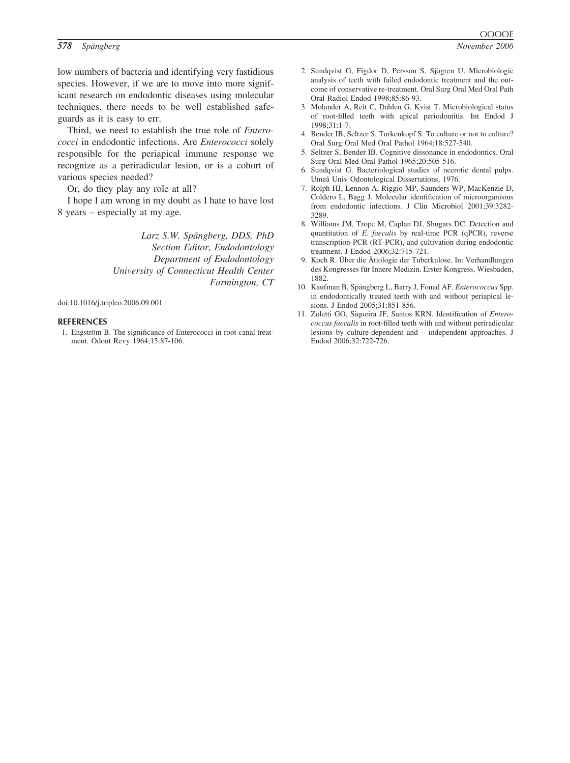low numbers of bacteria and identifying very fastidious species. However, if we are to move into more significant research on endodontic diseases using molecular techniques, there needs to be well established safeguards as it is easy to err.

Third, we need to establish the true role of *Enterococci* in endodontic infections. Are *Enterococci* solely responsible for the periapical immune response we recognize as a periradicular lesion, or is a cohort of various species needed?

Or, do they play any role at all?

I hope I am wrong in my doubt as I hate to have lost 8 years – especially at my age.

*Larz S.W. Spångberg, DDS, PhD*
*Section Editor, Endodontology*
*Department of Endodontology*
*University of Connecticut Health Center*
*Farmington, CT*

doi:10.1016/j.tripleo.2006.09.001

## REFERENCES

1. Engström B. The significance of Enterococci in root canal treatment. Odont Revy 1964;15:87-106.
2. Sundqvist G, Figdor D, Persson S, Sjögren U. Microbiologic analysis of teeth with failed endodontic treatment and the outcome of conservative re-treatment. Oral Surg Oral Med Oral Path Oral Radiol Endod 1998;85:86-93.
3. Molander A, Reit C, Dahlen G, Kvist T. Microbiological status of root-filled teeth with apical periodontitis. Int Endod J 1998;31:1-7.
4. Bender IB, Seltzer S, Turkenkopf S. To culture or not to culture? Oral Surg Oral Med Oral Pathol 1964;18:527-540.
5. Seltzer S, Bender IB. Cognitive dissonance in endodontics. Oral Surg Oral Med Oral Pathol 1965;20:505-516.
6. Sundqvist G. Bacteriological studies of necrotic dental pulps. Umeå Univ Odontological Dissertations, 1976.
7. Rolph HJ, Lennon A, Riggio MP, Saunders WP, MacKenzie D, Coldero L, Bagg J. Molecular identification of microorganisms from endodontic infections. J Clin Microbiol 2001;39:3282-3289.
8. Williams JM, Trope M, Caplan DJ, Shugars DC. Detection and quantitation of *E. faecalis* by real-time PCR (qPCR), reverse transcription-PCR (RT-PCR), and cultivation during endodontic treatment. J Endod 2006;32:715-721.
9. Koch R. Über die Ätiologie der Tuberkulose. In: Verhandlungen des Kongresses für Innere Medizin. Erster Kongress, Wiesbaden, 1882.
10. Kaufman B, Spångberg L, Barry J, Fouad AF. *Enterococcus* Spp. in endodontically treated teeth with and without periapical lesions. J Endod 2005;31:851-856.
11. Zoletti GO, Siqueira JF, Santos KRN. Identification of *Enterococcus faecalis* in root-filled teeth with and without periradicular lesions by culture-dependent and – independent approaches. J Endod 2006;32:722-726.